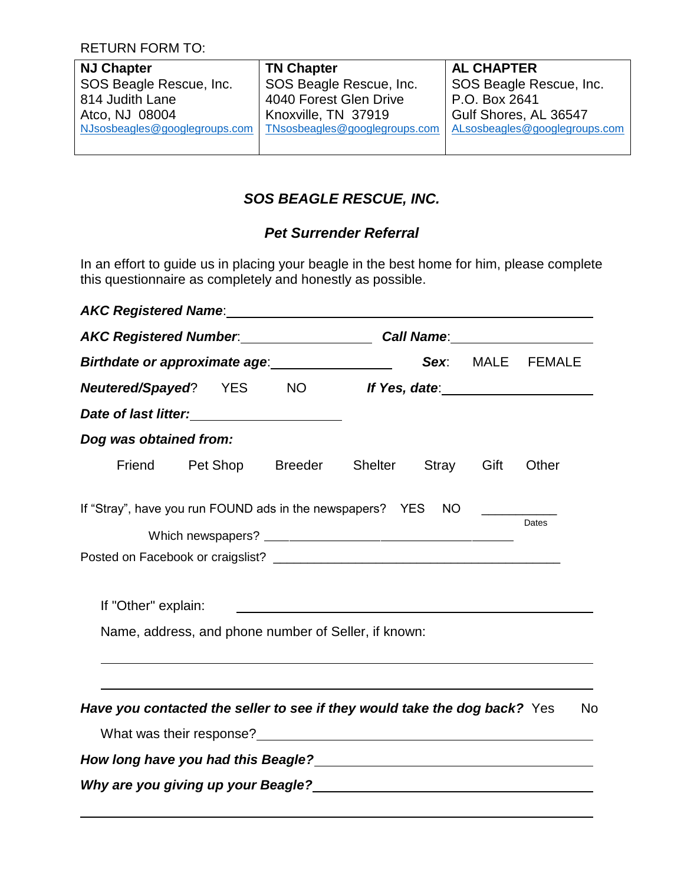RETURN FORM TO:

| NJ Chapter | TN Chapter | AL CHAPTER |
|---|---|---|
| SOS Beagle Rescue, Inc. | SOS Beagle Rescue, Inc. | SOS Beagle Rescue, Inc. |
| 814 Judith Lane | 4040 Forest Glen Drive | P.O. Box 2641 |
| Atco, NJ 08004 | Knoxville, TN 37919 | Gulf Shores, AL 36547 |
| NJsosbeagles@googlegroups.com | TNsosbeagles@googlegroups.com | ALsosbeagles@googlegroups.com |

## *SOS BEAGLE RESCUE, INC.*

### *Pet Surrender Referral*

In an effort to guide us in placing your beagle in the best home for him, please complete this questionnaire as completely and honestly as possible.

***AKC Registered Name***: ______________________________

***AKC Registered Number***: ________________ ***Call Name***: ________________

***Birthdate or approximate age***: ________________ ***Sex***: MALE FEMALE

***Neutered/Spayed***? YES NO ***If Yes, date***: ________________

***Date of last litter:*** ________________

***Dog was obtained from:***

Friend Pet Shop Breeder Shelter Stray Gift Other

If "Stray", have you run FOUND ads in the newspapers? YES NO __________ Dates

Which newspapers? ______________________________

Posted on Facebook or craigslist? ______________________________

If "Other" explain: ______________________________

Name, address, and phone number of Seller, if known:

______________________________

______________________________

***Have you contacted the seller to see if they would take the dog back?*** Yes No

What was their response? ______________________________

***How long have you had this Beagle?*** ______________________________

***Why are you giving up your Beagle?*** ______________________________

______________________________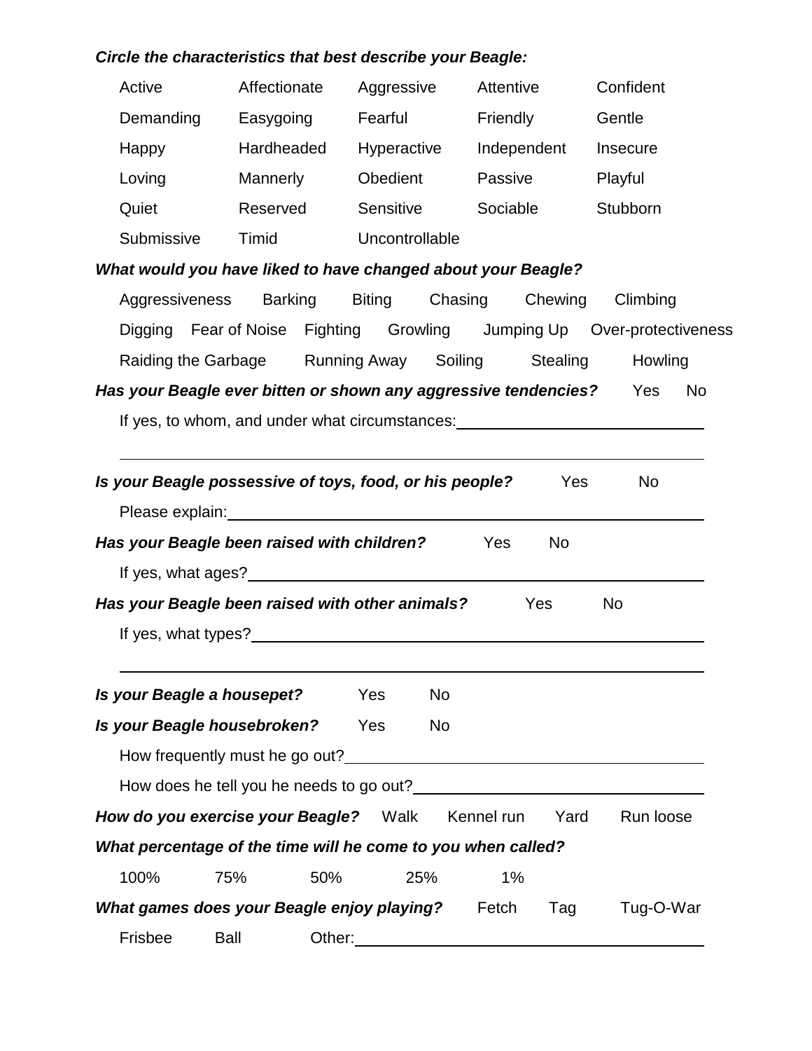***Circle the characteristics that best describe your Beagle:***

| | | | | |
|---|---|---|---|---|
| Active | Affectionate | Aggressive | Attentive | Confident |
| Demanding | Easygoing | Fearful | Friendly | Gentle |
| Happy | Hardheaded | Hyperactive | Independent | Insecure |
| Loving | Mannerly | Obedient | Passive | Playful |
| Quiet | Reserved | Sensitive | Sociable | Stubborn |
| Submissive | Timid | Uncontrollable | | |

***What would you have liked to have changed about your Beagle?***

Aggressiveness Barking Biting Chasing Chewing Climbing

Digging Fear of Noise Fighting Growling Jumping Up Over-protectiveness

Raiding the Garbage Running Away Soiling Stealing Howling

***Has your Beagle ever bitten or shown any aggressive tendencies?*** Yes No

If yes, to whom, and under what circumstances:\_\_\_\_\_\_\_\_\_\_\_\_\_\_\_\_\_\_\_\_\_\_\_\_\_\_\_\_

\_\_\_\_\_\_\_\_\_\_\_\_\_\_\_\_\_\_\_\_\_\_\_\_\_\_\_\_\_\_\_\_\_\_\_\_\_\_\_\_\_\_\_\_\_\_\_\_\_\_\_\_\_\_\_\_\_\_\_\_\_\_\_\_\_\_\_\_\_\_

***Is your Beagle possessive of toys, food, or his people?*** Yes No

Please explain:\_\_\_\_\_\_\_\_\_\_\_\_\_\_\_\_\_\_\_\_\_\_\_\_\_\_\_\_\_\_\_\_\_\_\_\_\_\_\_\_\_\_\_\_\_\_\_\_\_\_\_\_\_\_

***Has your Beagle been raised with children?*** Yes No

If yes, what ages?\_\_\_\_\_\_\_\_\_\_\_\_\_\_\_\_\_\_\_\_\_\_\_\_\_\_\_\_\_\_\_\_\_\_\_\_\_\_\_\_\_\_\_\_\_\_\_\_\_\_\_\_

***Has your Beagle been raised with other animals?*** Yes No

If yes, what types?\_\_\_\_\_\_\_\_\_\_\_\_\_\_\_\_\_\_\_\_\_\_\_\_\_\_\_\_\_\_\_\_\_\_\_\_\_\_\_\_\_\_\_\_\_\_\_\_\_\_\_

\_\_\_\_\_\_\_\_\_\_\_\_\_\_\_\_\_\_\_\_\_\_\_\_\_\_\_\_\_\_\_\_\_\_\_\_\_\_\_\_\_\_\_\_\_\_\_\_\_\_\_\_\_\_\_\_\_\_\_\_\_\_\_\_\_\_\_\_\_\_

***Is your Beagle a housepet?*** Yes No

***Is your Beagle housebroken?*** Yes No

How frequently must he go out?\_\_\_\_\_\_\_\_\_\_\_\_\_\_\_\_\_\_\_\_\_\_\_\_\_\_\_\_\_\_\_\_\_\_\_\_\_\_\_\_\_

How does he tell you he needs to go out?\_\_\_\_\_\_\_\_\_\_\_\_\_\_\_\_\_\_\_\_\_\_\_\_\_\_\_\_\_\_\_\_

***How do you exercise your Beagle?*** Walk Kennel run Yard Run loose

***What percentage of the time will he come to you when called?***

100% 75% 50% 25% 1%

***What games does your Beagle enjoy playing?*** Fetch Tag Tug-O-War

Frisbee Ball Other:\_\_\_\_\_\_\_\_\_\_\_\_\_\_\_\_\_\_\_\_\_\_\_\_\_\_\_\_\_\_\_\_\_\_\_\_\_\_\_\_\_\_\_\_\_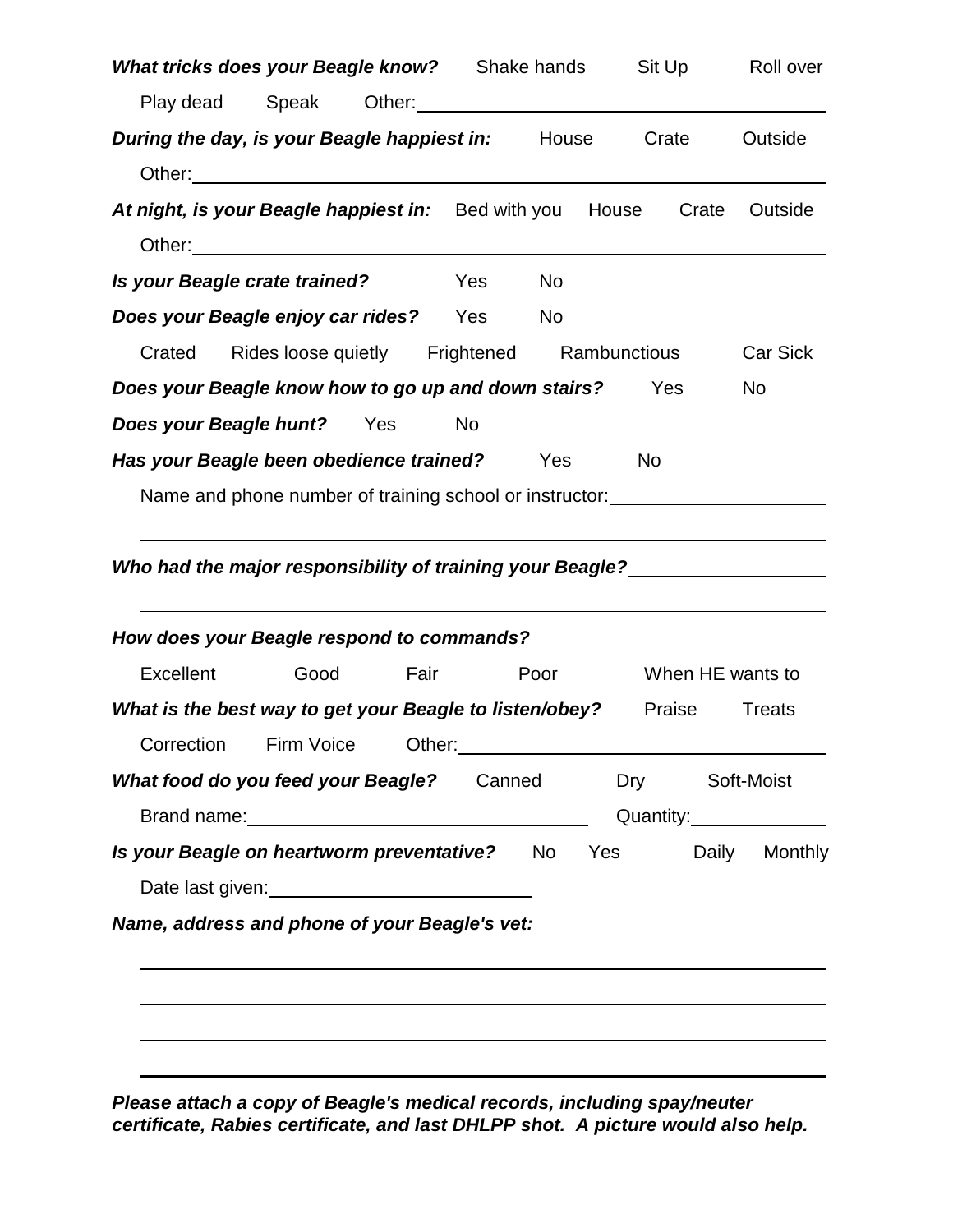***What tricks does your Beagle know?*** Shake hands Sit Up Roll over

Play dead Speak Other:\_\_\_\_\_\_\_\_\_\_\_\_\_\_\_\_\_\_\_\_\_\_\_\_\_\_\_\_\_\_

***During the day, is your Beagle happiest in:*** House Crate Outside

Other:\_\_\_\_\_\_\_\_\_\_\_\_\_\_\_\_\_\_\_\_\_\_\_\_\_\_\_\_\_\_\_\_\_\_\_\_\_\_\_\_\_\_\_\_

***At night, is your Beagle happiest in:*** Bed with you House Crate Outside

Other:\_\_\_\_\_\_\_\_\_\_\_\_\_\_\_\_\_\_\_\_\_\_\_\_\_\_\_\_\_\_\_\_\_\_\_\_\_\_\_\_\_\_\_\_

***Is your Beagle crate trained?*** Yes No

***Does your Beagle enjoy car rides?*** Yes No

Crated Rides loose quietly Frightened Rambunctious Car Sick

***Does your Beagle know how to go up and down stairs?*** Yes No

***Does your Beagle hunt?*** Yes No

***Has your Beagle been obedience trained?*** Yes No

Name and phone number of training school or instructor:\_\_\_\_\_\_\_\_\_\_\_\_\_\_\_\_\_\_\_\_

\_\_\_\_\_\_\_\_\_\_\_\_\_\_\_\_\_\_\_\_\_\_\_\_\_\_\_\_\_\_\_\_\_\_\_\_\_\_\_\_\_\_\_\_\_\_\_\_\_\_\_\_

***Who had the major responsibility of training your Beagle?***\_\_\_\_\_\_\_\_\_\_\_\_\_\_\_\_\_\_\_\_

\_\_\_\_\_\_\_\_\_\_\_\_\_\_\_\_\_\_\_\_\_\_\_\_\_\_\_\_\_\_\_\_\_\_\_\_\_\_\_\_\_\_\_\_\_\_\_\_\_\_\_\_

***How does your Beagle respond to commands?***

Excellent Good Fair Poor When HE wants to

***What is the best way to get your Beagle to listen/obey?*** Praise Treats

Correction Firm Voice Other:\_\_\_\_\_\_\_\_\_\_\_\_\_\_\_\_\_\_\_\_\_\_\_\_\_\_\_\_\_\_

***What food do you feed your Beagle?*** Canned Dry Soft-Moist

Brand name:\_\_\_\_\_\_\_\_\_\_\_\_\_\_\_\_\_\_\_\_\_\_\_\_\_\_\_\_ Quantity:\_\_\_\_\_\_\_\_\_\_\_\_

***Is your Beagle on heartworm preventative?*** No Yes Daily Monthly

Date last given:\_\_\_\_\_\_\_\_\_\_\_\_\_\_\_\_\_\_\_\_\_\_

***Name, address and phone of your Beagle's vet:***

\_\_\_\_\_\_\_\_\_\_\_\_\_\_\_\_\_\_\_\_\_\_\_\_\_\_\_\_\_\_\_\_\_\_\_\_\_\_\_\_\_\_\_\_\_\_\_\_\_\_\_\_

\_\_\_\_\_\_\_\_\_\_\_\_\_\_\_\_\_\_\_\_\_\_\_\_\_\_\_\_\_\_\_\_\_\_\_\_\_\_\_\_\_\_\_\_\_\_\_\_\_\_\_\_

\_\_\_\_\_\_\_\_\_\_\_\_\_\_\_\_\_\_\_\_\_\_\_\_\_\_\_\_\_\_\_\_\_\_\_\_\_\_\_\_\_\_\_\_\_\_\_\_\_\_\_\_

\_\_\_\_\_\_\_\_\_\_\_\_\_\_\_\_\_\_\_\_\_\_\_\_\_\_\_\_\_\_\_\_\_\_\_\_\_\_\_\_\_\_\_\_\_\_\_\_\_\_\_\_

***Please attach a copy of Beagle's medical records, including spay/neuter certificate, Rabies certificate, and last DHLPP shot. A picture would also help.***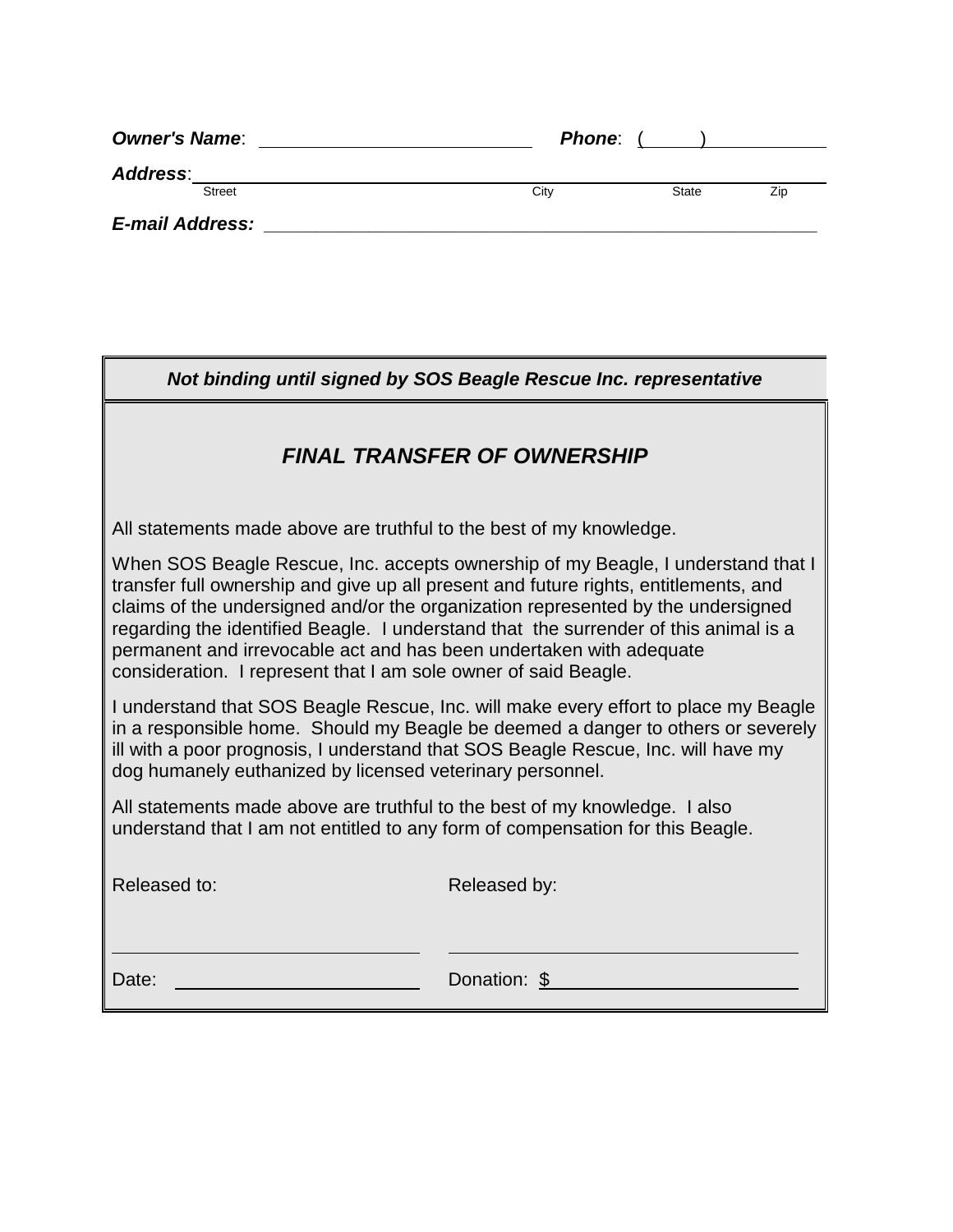***Owner's Name***: ______________________ ***Phone***: ( ) __________

***Address***: ______________________________________________________
Street City State Zip

***E-mail Address:*** ______________________________________________

***Not binding until signed by SOS Beagle Rescue Inc. representative***

## *FINAL TRANSFER OF OWNERSHIP*

All statements made above are truthful to the best of my knowledge.

When SOS Beagle Rescue, Inc. accepts ownership of my Beagle, I understand that I transfer full ownership and give up all present and future rights, entitlements, and claims of the undersigned and/or the organization represented by the undersigned regarding the identified Beagle. I understand that the surrender of this animal is a permanent and irrevocable act and has been undertaken with adequate consideration. I represent that I am sole owner of said Beagle.

I understand that SOS Beagle Rescue, Inc. will make every effort to place my Beagle in a responsible home. Should my Beagle be deemed a danger to others or severely ill with a poor prognosis, I understand that SOS Beagle Rescue, Inc. will have my dog humanely euthanized by licensed veterinary personnel.

All statements made above are truthful to the best of my knowledge. I also understand that I am not entitled to any form of compensation for this Beagle.

Released to: ______________________ Released by: ______________________

Date: ______________________ Donation: $______________________